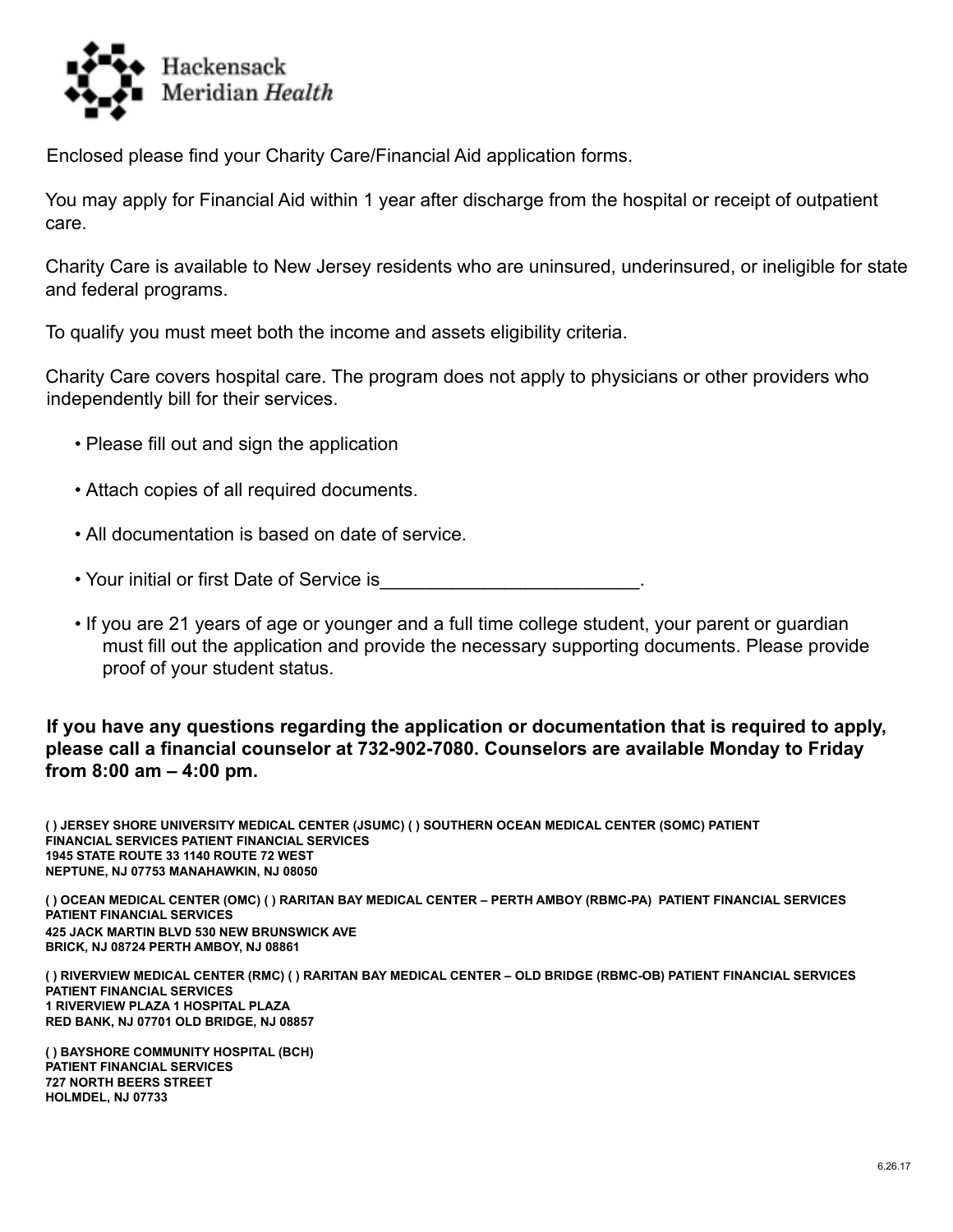Hackensack Meridian *Health*

Enclosed please find your Charity Care/Financial Aid application forms.

You may apply for Financial Aid within 1 year after discharge from the hospital or receipt of outpatient care.

Charity Care is available to New Jersey residents who are uninsured, underinsured, or ineligible for state and federal programs.

To qualify you must meet both the income and assets eligibility criteria.

Charity Care covers hospital care. The program does not apply to physicians or other providers who independently bill for their services.

- Please fill out and sign the application
- Attach copies of all required documents.
- All documentation is based on date of service.
- Your initial or first Date of Service is_________________________.
- If you are 21 years of age or younger and a full time college student, your parent or guardian must fill out the application and provide the necessary supporting documents. Please provide proof of your student status.

**If you have any questions regarding the application or documentation that is required to apply, please call a financial counselor at 732-902-7080. Counselors are available Monday to Friday from 8:00 am – 4:00 pm.**

**( ) JERSEY SHORE UNIVERSITY MEDICAL CENTER (JSUMC)**
**PATIENT FINANCIAL SERVICES**
**1945 STATE ROUTE 33**
**NEPTUNE, NJ 07753**

**( ) SOUTHERN OCEAN MEDICAL CENTER (SOMC)**
**PATIENT FINANCIAL SERVICES**
**1140 ROUTE 72 WEST**
**MANAHAWKIN, NJ 08050**

**( ) OCEAN MEDICAL CENTER (OMC)**
**PATIENT FINANCIAL SERVICES**
**425 JACK MARTIN BLVD**
**BRICK, NJ 08724**

**( ) RARITAN BAY MEDICAL CENTER – PERTH AMBOY (RBMC-PA)**
**PATIENT FINANCIAL SERVICES**
**530 NEW BRUNSWICK AVE**
**PERTH AMBOY, NJ 08861**

**( ) RIVERVIEW MEDICAL CENTER (RMC)**
**PATIENT FINANCIAL SERVICES**
**1 RIVERVIEW PLAZA**
**RED BANK, NJ 07701**

**( ) RARITAN BAY MEDICAL CENTER – OLD BRIDGE (RBMC-OB)**
**PATIENT FINANCIAL SERVICES**
**1 HOSPITAL PLAZA**
**OLD BRIDGE, NJ 08857**

**( ) BAYSHORE COMMUNITY HOSPITAL (BCH)**
**PATIENT FINANCIAL SERVICES**
**727 NORTH BEERS STREET**
**HOLMDEL, NJ 07733**

6.26.17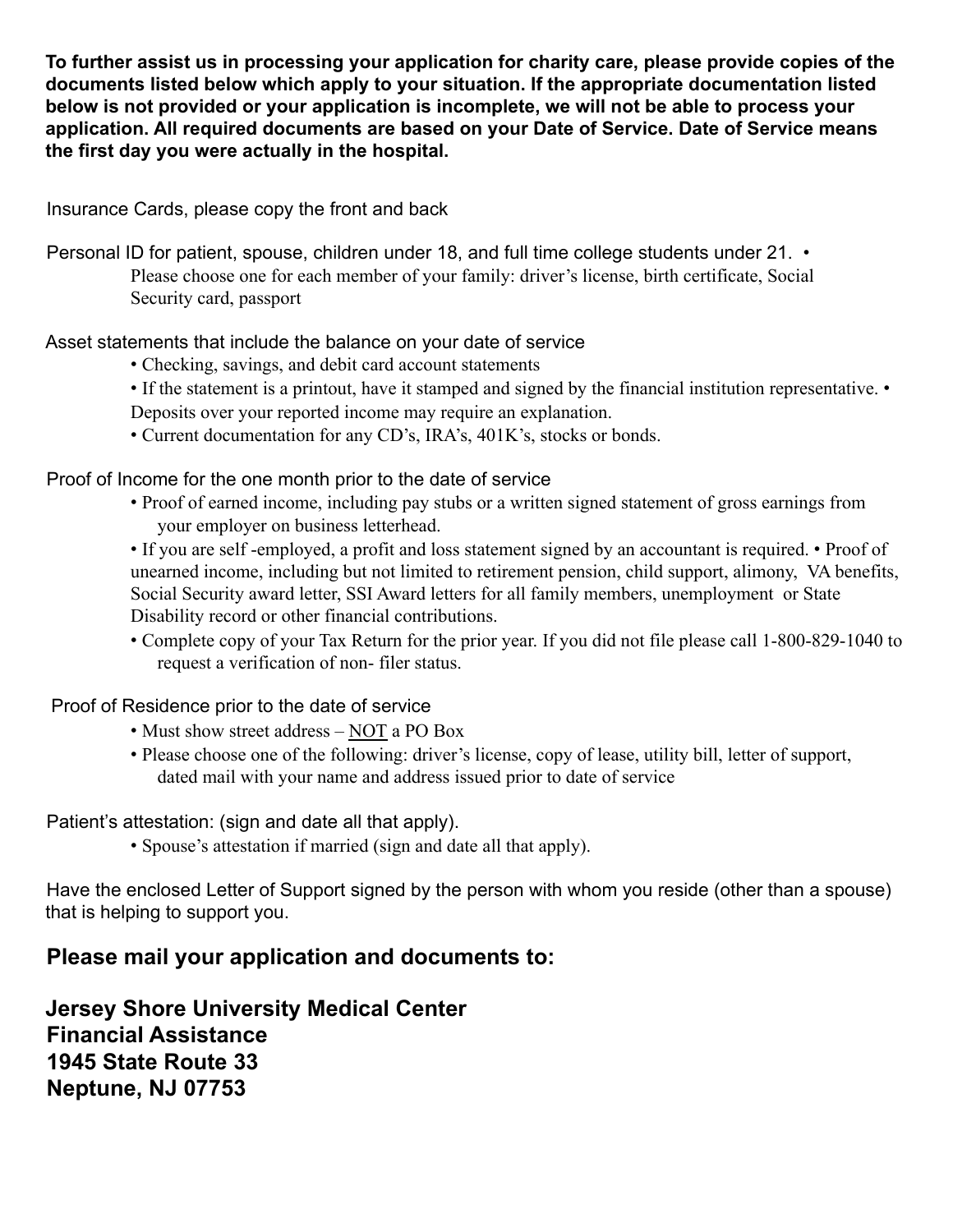**To further assist us in processing your application for charity care, please provide copies of the documents listed below which apply to your situation. If the appropriate documentation listed below is not provided or your application is incomplete, we will not be able to process your application. All required documents are based on your Date of Service. Date of Service means the first day you were actually in the hospital.**

Insurance Cards, please copy the front and back

Personal ID for patient, spouse, children under 18, and full time college students under 21.

- Please choose one for each member of your family: driver's license, birth certificate, Social Security card, passport

Asset statements that include the balance on your date of service

- Checking, savings, and debit card account statements
- If the statement is a printout, have it stamped and signed by the financial institution representative.
- Deposits over your reported income may require an explanation.
- Current documentation for any CD's, IRA's, 401K's, stocks or bonds.

Proof of Income for the one month prior to the date of service

- Proof of earned income, including pay stubs or a written signed statement of gross earnings from your employer on business letterhead.
- If you are self -employed, a profit and loss statement signed by an accountant is required.
- Proof of unearned income, including but not limited to retirement pension, child support, alimony, VA benefits, Social Security award letter, SSI Award letters for all family members, unemployment or State Disability record or other financial contributions.
- Complete copy of your Tax Return for the prior year. If you did not file please call 1-800-829-1040 to request a verification of non- filer status.

Proof of Residence prior to the date of service

- Must show street address – <u>NOT</u> a PO Box
- Please choose one of the following: driver's license, copy of lease, utility bill, letter of support, dated mail with your name and address issued prior to date of service

Patient's attestation: (sign and date all that apply).

- Spouse's attestation if married (sign and date all that apply).

Have the enclosed Letter of Support signed by the person with whom you reside (other than a spouse) that is helping to support you.

## Please mail your application and documents to:

**Jersey Shore University Medical Center**
**Financial Assistance**
**1945 State Route 33**
**Neptune, NJ 07753**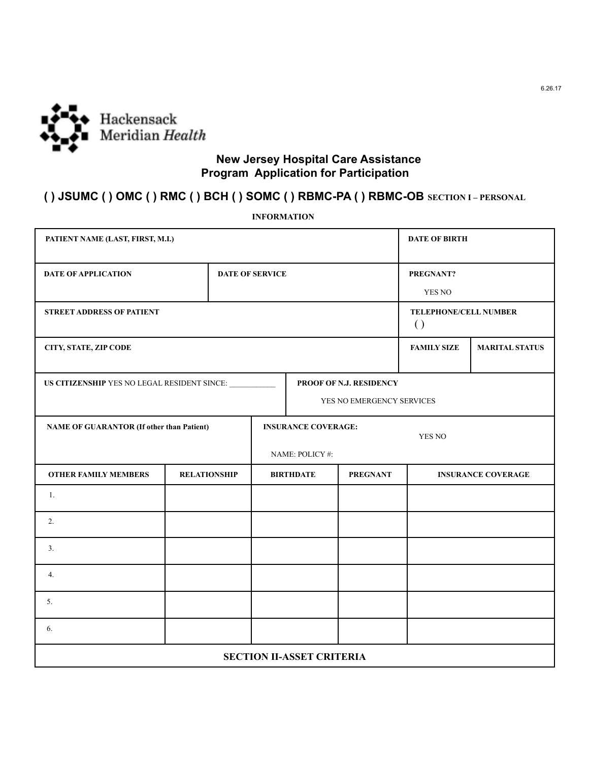6.26.17

Hackensack Meridian Health

## New Jersey Hospital Care Assistance Program Application for Participation

**( ) JSUMC ( ) OMC ( ) RMC ( ) BCH ( ) SOMC ( ) RBMC-PA ( ) RBMC-OB** SECTION I – PERSONAL

**INFORMATION**

| PATIENT NAME (LAST, FIRST, M.I.) | | | DATE OF BIRTH | |
|---|---|---|---|---|
| DATE OF APPLICATION | DATE OF SERVICE | | PREGNANT? YES NO | |
| STREET ADDRESS OF PATIENT | | | TELEPHONE/CELL NUMBER ( ) | |
| CITY, STATE, ZIP CODE | | | FAMILY SIZE | MARITAL STATUS |
| US CITIZENSHIP YES NO LEGAL RESIDENT SINCE: ____________ | PROOF OF N.J. RESIDENCY YES NO EMERGENCY SERVICES | | | |
| NAME OF GUARANTOR (If other than Patient) | INSURANCE COVERAGE: YES NO NAME: POLICY #: | | | |

| OTHER FAMILY MEMBERS | RELATIONSHIP | BIRTHDATE | PREGNANT | INSURANCE COVERAGE |
|---|---|---|---|---|
| 1. | | | | |
| 2. | | | | |
| 3. | | | | |
| 4. | | | | |
| 5. | | | | |
| 6. | | | | |

**SECTION II-ASSET CRITERIA**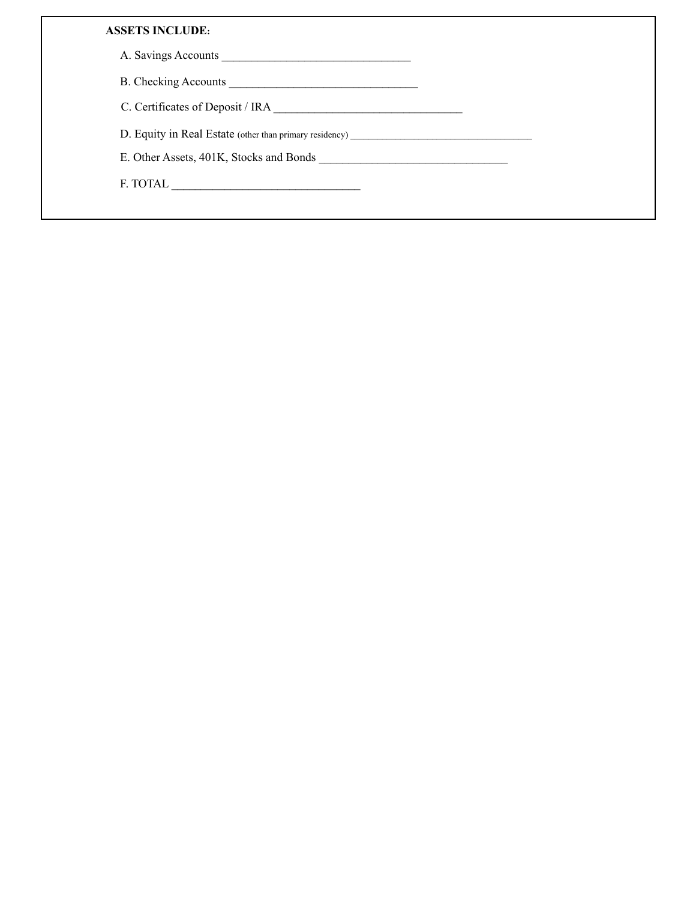**ASSETS INCLUDE:**

A. Savings Accounts ________________________________

B. Checking Accounts ________________________________

C. Certificates of Deposit / IRA ________________________________

D. Equity in Real Estate (other than primary residency) ________________________________

E. Other Assets, 401K, Stocks and Bonds ________________________________

F. TOTAL ________________________________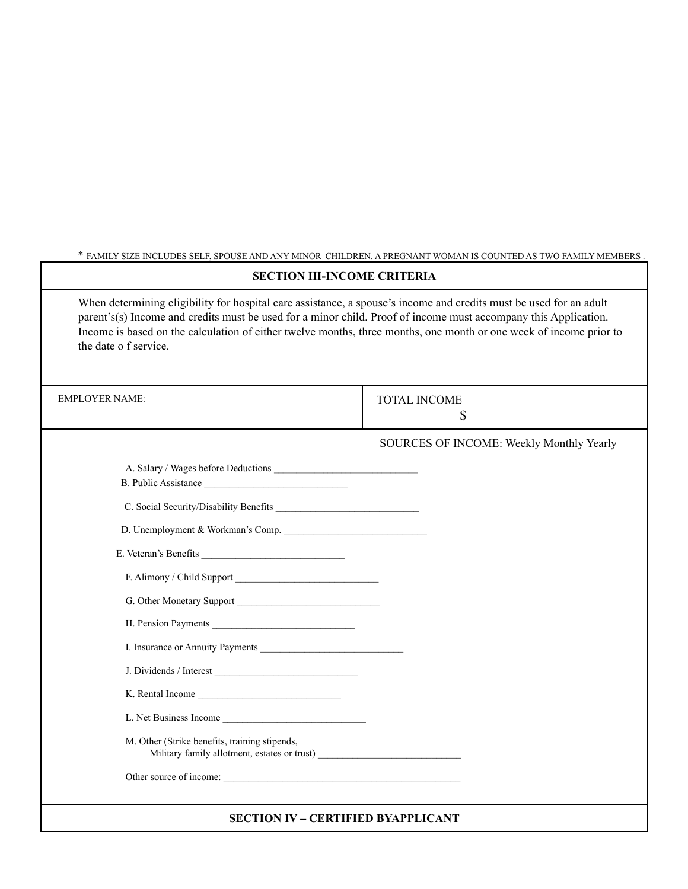* FAMILY SIZE INCLUDES SELF, SPOUSE AND ANY MINOR CHILDREN. A PREGNANT WOMAN IS COUNTED AS TWO FAMILY MEMBERS .

## SECTION III-INCOME CRITERIA

When determining eligibility for hospital care assistance, a spouse's income and credits must be used for an adult parent's(s) Income and credits must be used for a minor child. Proof of income must accompany this Application. Income is based on the calculation of either twelve months, three months, one month or one week of income prior to the date o f service.

| EMPLOYER NAME: | TOTAL INCOME $ |
| --- | --- |

SOURCES OF INCOME: Weekly Monthly Yearly

A. Salary / Wages before Deductions ____________________________

B. Public Assistance ____________________________

C. Social Security/Disability Benefits ____________________________

D. Unemployment & Workman's Comp. ____________________________

E. Veteran's Benefits ____________________________

F. Alimony / Child Support ____________________________

G. Other Monetary Support ____________________________

H. Pension Payments ____________________________

I. Insurance or Annuity Payments ____________________________

J. Dividends / Interest ____________________________

K. Rental Income ____________________________

L. Net Business Income ____________________________

M. Other (Strike benefits, training stipends, Military family allotment, estates or trust) ____________________________

Other source of income: ______________________________________________

## SECTION IV – CERTIFIED BYAPPLICANT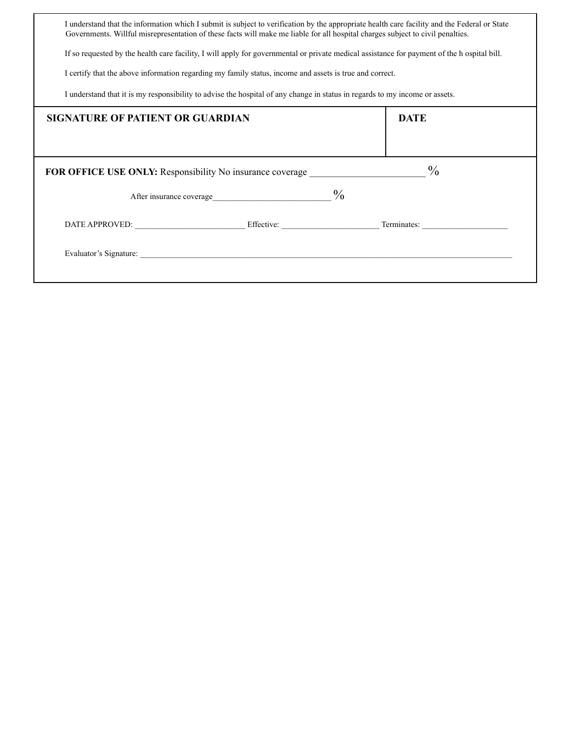I understand that the information which I submit is subject to verification by the appropriate health care facility and the Federal or State Governments. Willful misrepresentation of these facts will make me liable for all hospital charges subject to civil penalties.

If so requested by the health care facility, I will apply for governmental or private medical assistance for payment of the h ospital bill.

I certify that the above information regarding my family status, income and assets is true and correct.

I understand that it is my responsibility to advise the hospital of any change in status in regards to my income or assets.

| **SIGNATURE OF PATIENT OR GUARDIAN** | **DATE** |
|---|---|
| | |

**FOR OFFICE USE ONLY:** Responsibility No insurance coverage ________________________ %

After insurance coverage___________________________ %

DATE APPROVED: ___________________________ Effective: ________________________ Terminates: _____________________

Evaluator's Signature: _______________________________________________________________________________________________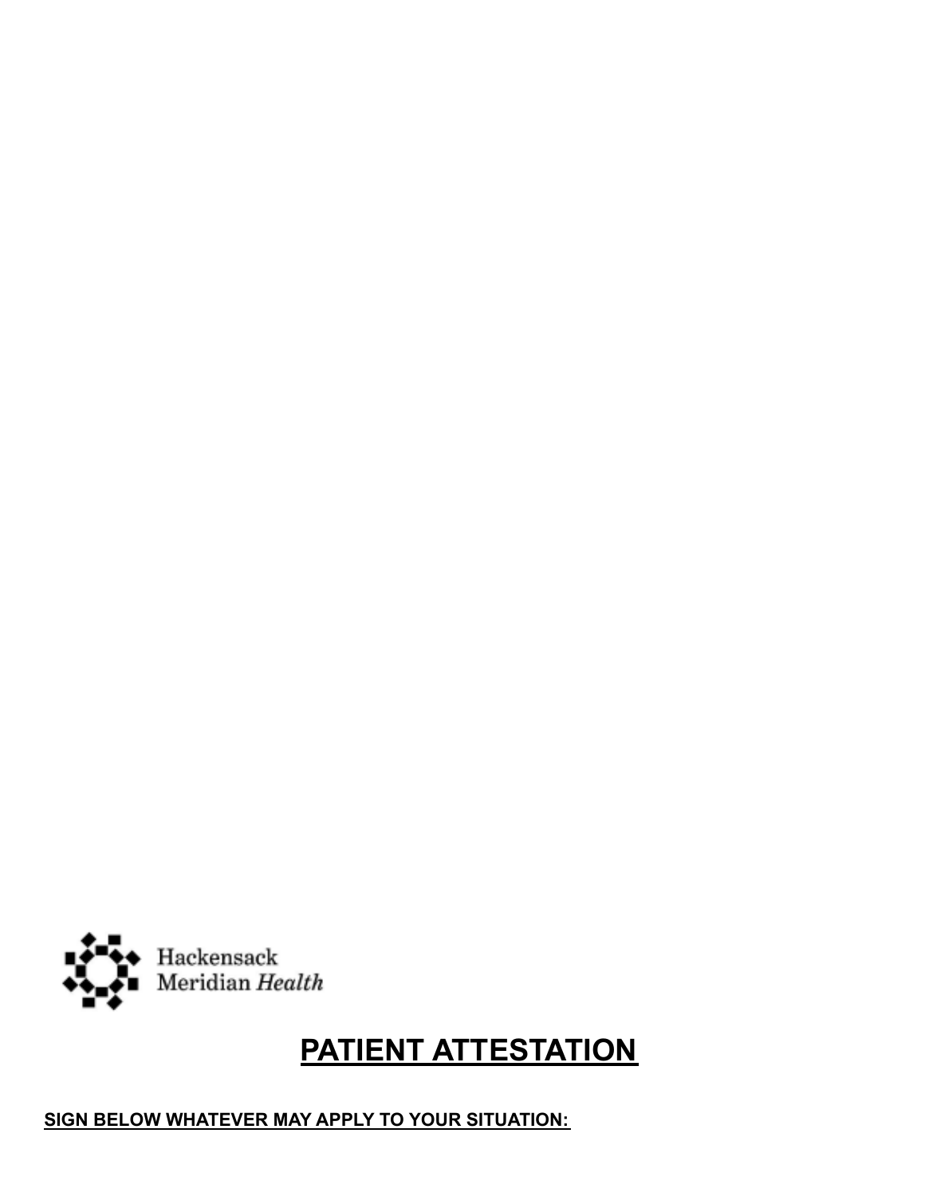Hackensack Meridian *Health*

# PATIENT ATTESTATION

**SIGN BELOW WHATEVER MAY APPLY TO YOUR SITUATION:**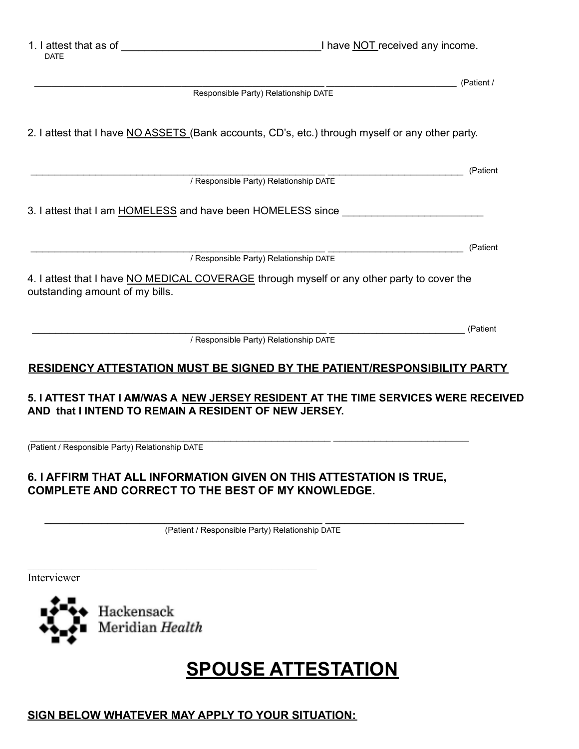1. I attest that as of ________________________________ I have NOT received any income.
DATE

_______________________________________________ ______________________ (Patient / Responsible Party) Relationship DATE

2. I attest that I have NO ASSETS (Bank accounts, CD's, etc.) through myself or any other party.

_______________________________________________ ______________________ (Patient / Responsible Party) Relationship DATE

3. I attest that I am HOMELESS and have been HOMELESS since ______________________

_______________________________________________ ______________________ (Patient / Responsible Party) Relationship DATE

4. I attest that I have NO MEDICAL COVERAGE through myself or any other party to cover the outstanding amount of my bills.

_______________________________________________ ______________________ (Patient / Responsible Party) Relationship DATE

**RESIDENCY ATTESTATION MUST BE SIGNED BY THE PATIENT/RESPONSIBILITY PARTY**

**5. I ATTEST THAT I AM/WAS A NEW JERSEY RESIDENT AT THE TIME SERVICES WERE RECEIVED AND that I INTEND TO REMAIN A RESIDENT OF NEW JERSEY.**

_______________________________________________ ______________________
(Patient / Responsible Party) Relationship DATE

**6. I AFFIRM THAT ALL INFORMATION GIVEN ON THIS ATTESTATION IS TRUE, COMPLETE AND CORRECT TO THE BEST OF MY KNOWLEDGE.**

_______________________________________________ ______________________
(Patient / Responsible Party) Relationship DATE

_______________________________________________
Interviewer

Hackensack Meridian *Health*

# SPOUSE ATTESTATION

**SIGN BELOW WHATEVER MAY APPLY TO YOUR SITUATION:**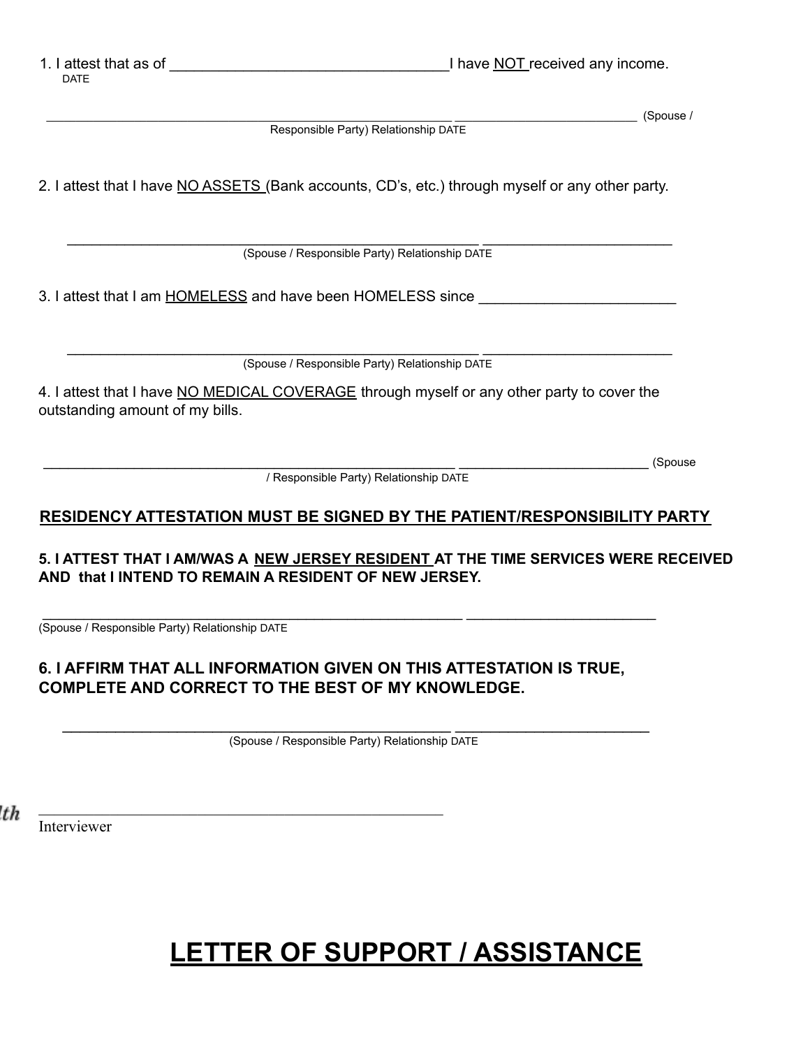1. I attest that as of ________________________________ I have NOT received any income.
DATE

_______________________________________________ ______________________ (Spouse / Responsible Party) Relationship DATE

2. I attest that I have NO ASSETS (Bank accounts, CD's, etc.) through myself or any other party.

_______________________________________________ ______________________
(Spouse / Responsible Party) Relationship DATE

3. I attest that I am HOMELESS and have been HOMELESS since ______________________

_______________________________________________ ______________________
(Spouse / Responsible Party) Relationship DATE

4. I attest that I have NO MEDICAL COVERAGE through myself or any other party to cover the outstanding amount of my bills.

_______________________________________________ ______________________ (Spouse / Responsible Party) Relationship DATE

**RESIDENCY ATTESTATION MUST BE SIGNED BY THE PATIENT/RESPONSIBILITY PARTY**

**5. I ATTEST THAT I AM/WAS A NEW JERSEY RESIDENT AT THE TIME SERVICES WERE RECEIVED AND that I INTEND TO REMAIN A RESIDENT OF NEW JERSEY.**

_______________________________________________ ______________________
(Spouse / Responsible Party) Relationship DATE

**6. I AFFIRM THAT ALL INFORMATION GIVEN ON THIS ATTESTATION IS TRUE, COMPLETE AND CORRECT TO THE BEST OF MY KNOWLEDGE.**

_______________________________________________ ______________________
(Spouse / Responsible Party) Relationship DATE

_______________________________________________
Interviewer

# LETTER OF SUPPORT / ASSISTANCE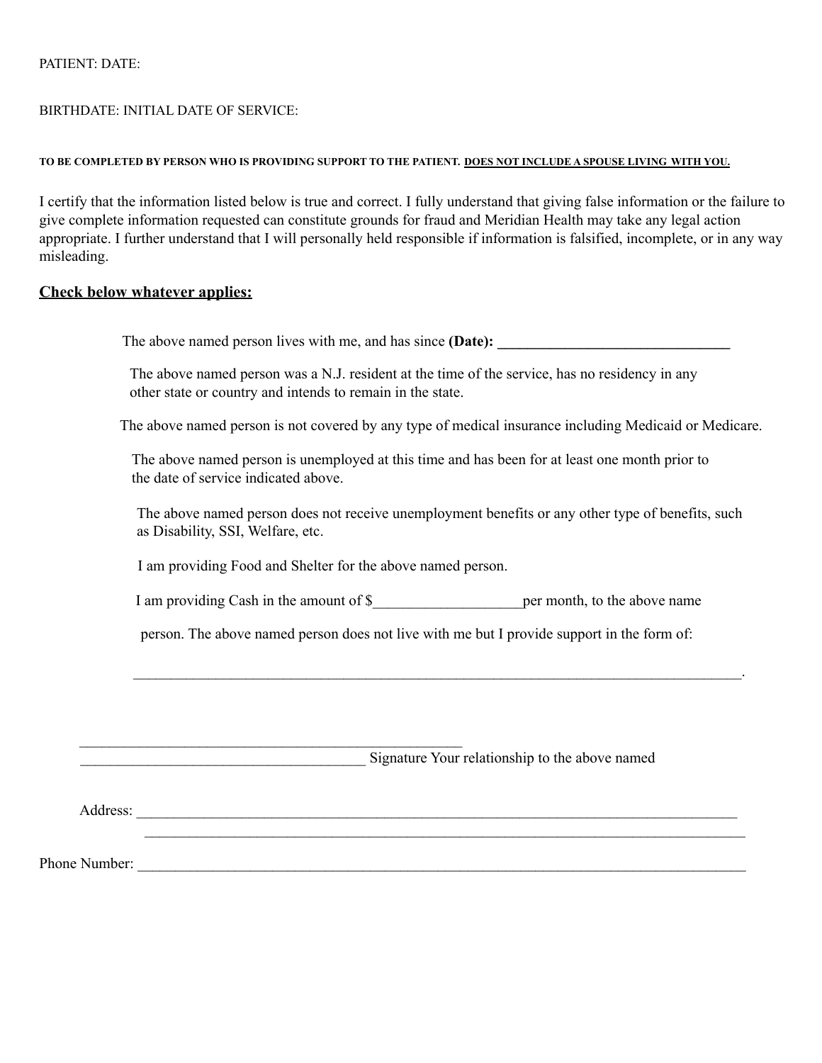PATIENT: DATE:

BIRTHDATE: INITIAL DATE OF SERVICE:

**TO BE COMPLETED BY PERSON WHO IS PROVIDING SUPPORT TO THE PATIENT. DOES NOT INCLUDE A SPOUSE LIVING WITH YOU.**

I certify that the information listed below is true and correct. I fully understand that giving false information or the failure to give complete information requested can constitute grounds for fraud and Meridian Health may take any legal action appropriate. I further understand that I will personally held responsible if information is falsified, incomplete, or in any way misleading.

**Check below whatever applies:**

The above named person lives with me, and has since **(Date): ________________________________**

The above named person was a N.J. resident at the time of the service, has no residency in any other state or country and intends to remain in the state.

The above named person is not covered by any type of medical insurance including Medicaid or Medicare.

The above named person is unemployed at this time and has been for at least one month prior to the date of service indicated above.

The above named person does not receive unemployment benefits or any other type of benefits, such as Disability, SSI, Welfare, etc.

I am providing Food and Shelter for the above named person.

I am providing Cash in the amount of $____________________per month, to the above name

person. The above named person does not live with me but I provide support in the form of:

________________________________________________________________________________________.

______________________________________________________

______________________________________ Signature Your relationship to the above named

Address: ________________________________________________________________________________________

________________________________________________________________________________________

Phone Number: ________________________________________________________________________________________